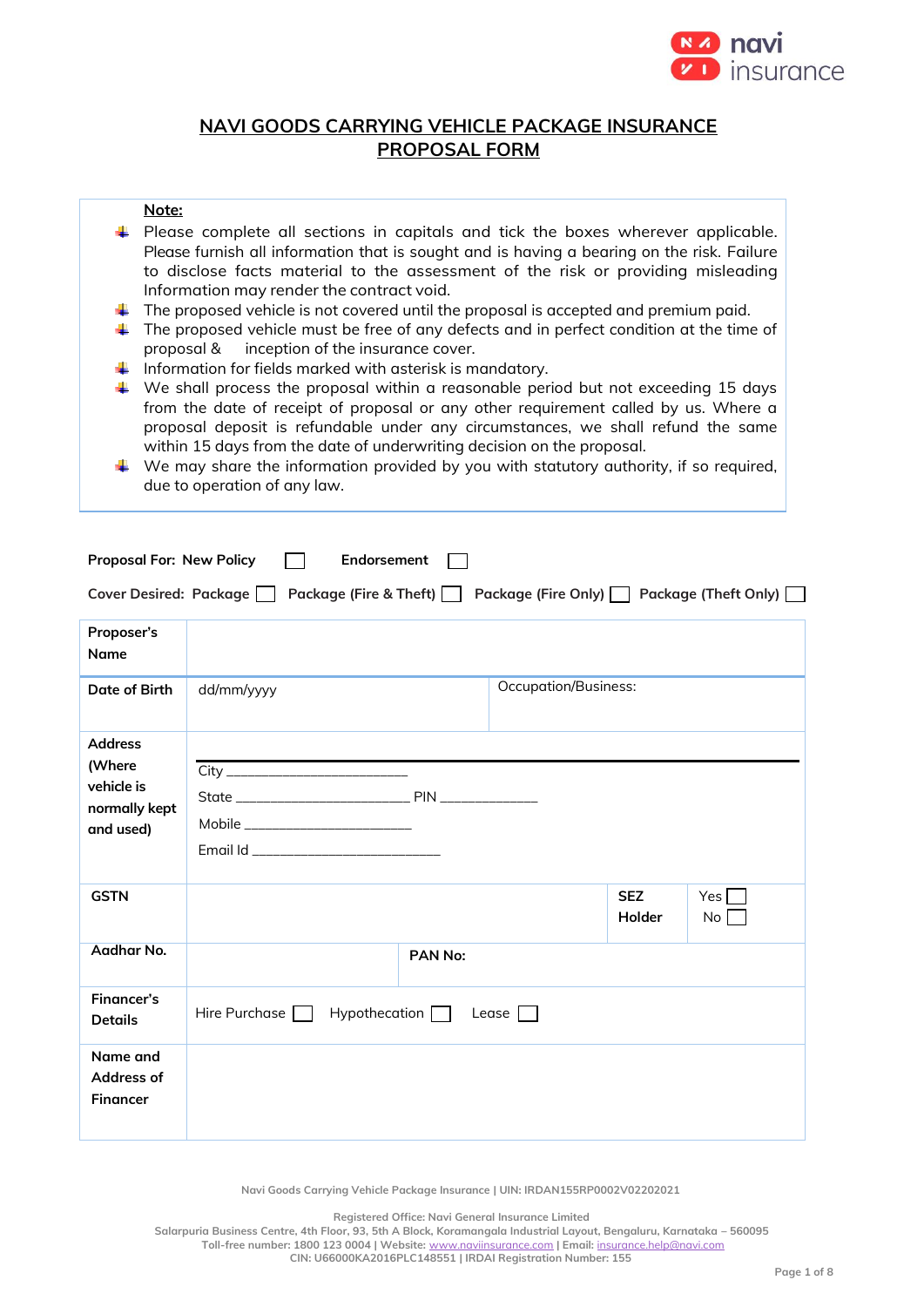# NAVI GOODS CARRYING VEHICLE PACKAGE INSURANCE PROPOSAL FORM

**Note:**

- Please complete all sections in capitals and tick the boxes wherever applicable. Please furnish all information that is sought and is having a bearing on the risk. Failure to disclose facts material to the assessment of the risk or providing misleading Information may render the contract void.
- The proposed vehicle is not covered until the proposal is accepted and premium paid.
- The proposed vehicle must be free of any defects and in perfect condition at the time of proposal & inception of the insurance cover.
- Information for fields marked with asterisk is mandatory.
- We shall process the proposal within a reasonable period but not exceeding 15 days from the date of receipt of proposal or any other requirement called by us. Where a proposal deposit is refundable under any circumstances, we shall refund the same within 15 days from the date of underwriting decision on the proposal.
- We may share the information provided by you with statutory authority, if so required, due to operation of any law.

**Proposal For:** New Policy ☐ **Endorsement** ☐

**Cover Desired:** Package ☐ Package (Fire & Theft) ☐ Package (Fire Only) ☐ Package (Theft Only) ☐

| | | | | |
|---|---|---|---|---|
| **Proposer's Name** | | | | |
| **Date of Birth** | dd/mm/yyyy | Occupation/Business: | | |
| **Address (Where vehicle is normally kept and used)** | City ____________<br>State ____________ PIN ________<br>Mobile ____________<br>Email Id ____________ | | | |
| **GSTN** | | | **SEZ Holder** | Yes ☐<br>No ☐ |
| **Aadhar No.** | | **PAN No:** | | |
| **Financer's Details** | Hire Purchase ☐ Hypothecation ☐ Lease ☐ | | | |
| **Name and Address of Financer** | | | | |

Navi Goods Carrying Vehicle Package Insurance | UIN: IRDAN155RP0002V02202021

Registered Office: Navi General Insurance Limited
Salarpuria Business Centre, 4th Floor, 93, 5th A Block, Koramangala Industrial Layout, Bengaluru, Karnataka – 560095
Toll-free number: 1800 123 0004 | Website: www.naviinsurance.com | Email: insurance.help@navi.com
CIN: U66000KA2016PLC148551 | IRDAI Registration Number: 155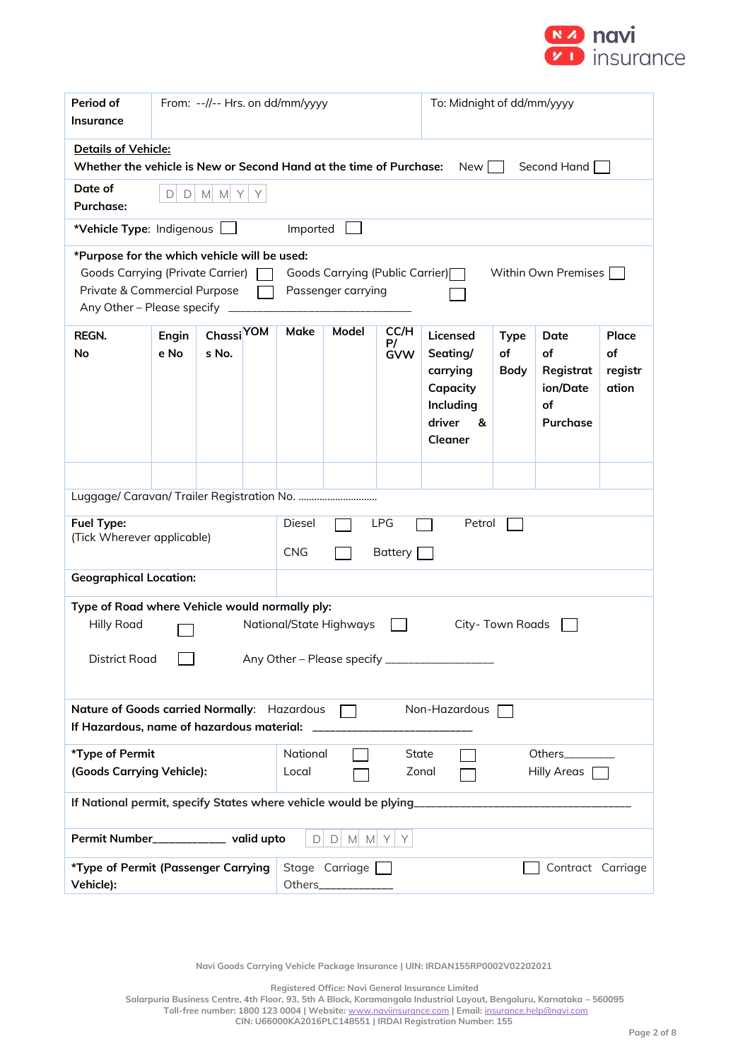| Period of Insurance | From: --//-- Hrs. on dd/mm/yyyy | To: Midnight of dd/mm/yyyy |
|---|---|---|

**Details of Vehicle:**

**Whether the vehicle is New or Second Hand at the time of Purchase:** New ☐ Second Hand ☐

**Date of Purchase:** D D M M Y Y

***Vehicle Type**: Indigenous ☐ Imported ☐

***Purpose for the which vehicle will be used:**

Goods Carrying (Private Carrier) ☐ Goods Carrying (Public Carrier) ☐ Within Own Premises ☐

Private & Commercial Purpose ☐ Passenger carrying ☐

Any Other – Please specify ____________________________

| REGN. No | Engine No | Chassis No. | YOM | Make | Model | CC/HP/ GVW | Licensed Seating/ carrying Capacity Including driver & Cleaner | Type of Body | Date of Registration/Date of Purchase | Place of registration |
|---|---|---|---|---|---|---|---|---|---|---|
| | | | | | | | | | | |

Luggage/ Caravan/ Trailer Registration No. ..............................

| **Fuel Type:** (Tick Wherever applicable) | Diesel ☐ LPG ☐ Petrol ☐ CNG ☐ Battery ☐ |
|---|---|
| **Geographical Location:** | |

**Type of Road where Vehicle would normally ply:**

Hilly Road ☐ National/State Highways ☐ City- Town Roads ☐

District Road ☐ Any Other – Please specify _________________

**Nature of Goods carried Normally**: Hazardous ☐ Non-Hazardous ☐

**If Hazardous, name of hazardous material:** _________________________

| ***Type of Permit (Goods Carrying Vehicle):** | National ☐ State ☐ Others________ Local ☐ Zonal ☐ Hilly Areas ☐ |
|---|---|

**If National permit, specify States where vehicle would be plying**___________________________________

**Permit Number**___________ **valid upto** D D M M Y Y

| ***Type of Permit (Passenger Carrying Vehicle):** | Stage Carriage ☐ Contract Carriage ☐ Others____________ |
|---|---|

Navi Goods Carrying Vehicle Package Insurance | UIN: IRDAN155RP0002V02202021

Registered Office: Navi General Insurance Limited
Salarpuria Business Centre, 4th Floor, 93, 5th A Block, Koramangala Industrial Layout, Bengaluru, Karnataka – 560095
Toll-free number: 1800 123 0004 | Website: www.naviinsurance.com | Email: insurance.help@navi.com
CIN: U66000KA2016PLC148551 | IRDAI Registration Number: 155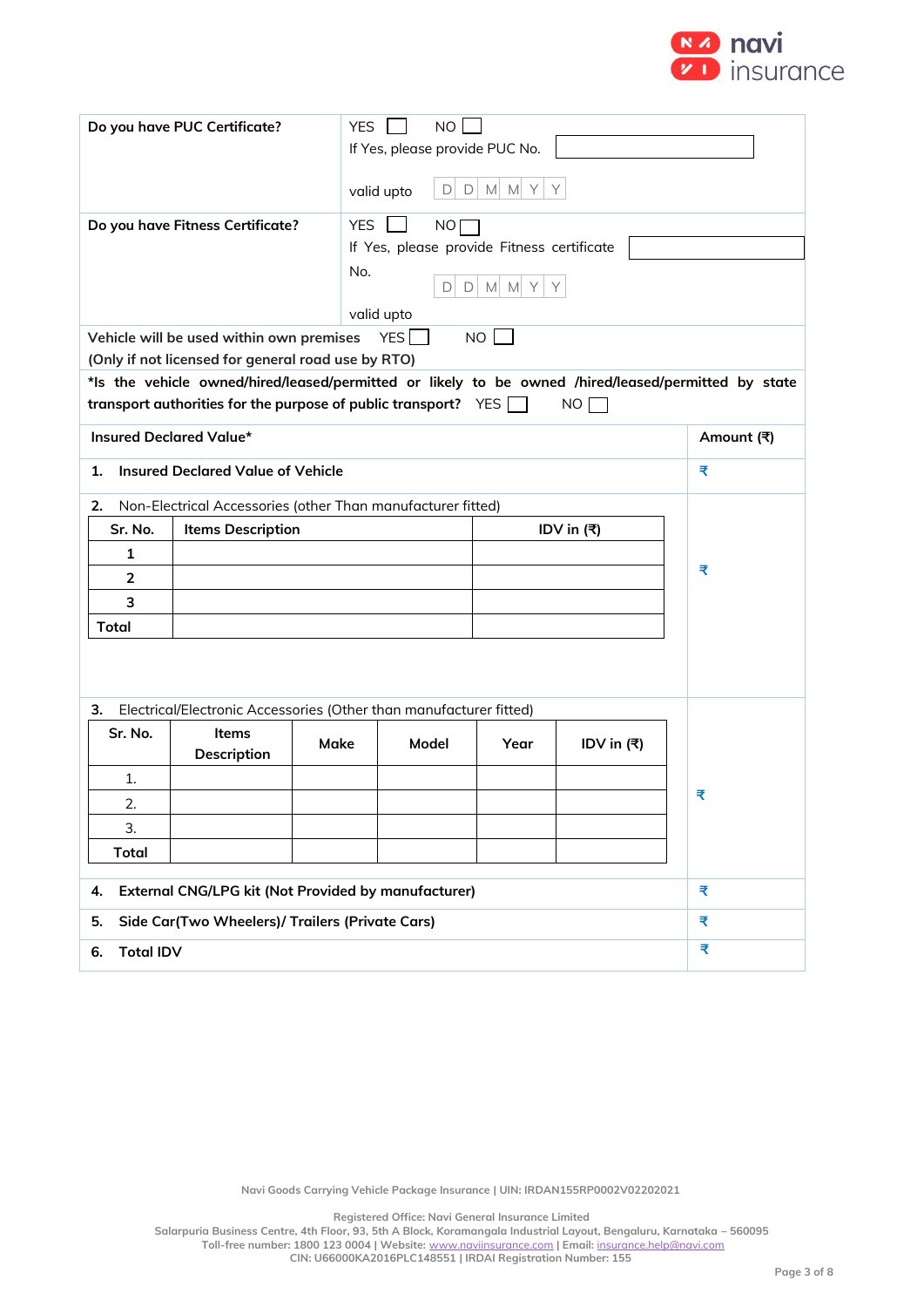| | |
|---|---|
| **Do you have PUC Certificate?** | YES ☐ NO ☐<br>If Yes, please provide PUC No. ____<br>valid upto D D M M Y Y |
| **Do you have Fitness Certificate?** | YES ☐ NO ☐<br>If Yes, please provide Fitness certificate No. ____<br>D D M M Y Y<br>valid upto |

Vehicle will be used within own premises YES ☐ NO ☐
(Only if not licensed for general road use by RTO)

**\*Is the vehicle owned/hired/leased/permitted or likely to be owned /hired/leased/permitted by state transport authorities for the purpose of public transport?** YES ☐ NO ☐

| **Insured Declared Value*** | **Amount (₹)** |
|---|---|
| **1. Insured Declared Value of Vehicle** | ₹ |
| 2. Non-Electrical Accessories (other Than manufacturer fitted) | ₹ |
| 3. Electrical/Electronic Accessories (Other than manufacturer fitted) | ₹ |
| **4. External CNG/LPG kit (Not Provided by manufacturer)** | ₹ |
| **5. Side Car(Two Wheelers)/ Trailers (Private Cars)** | ₹ |
| **6. Total IDV** | ₹ |

2. Non-Electrical Accessories (other Than manufacturer fitted)

| Sr. No. | Items Description | IDV in (₹) |
|---|---|---|
| 1 | | |
| 2 | | |
| 3 | | |
| Total | | |

3. Electrical/Electronic Accessories (Other than manufacturer fitted)

| Sr. No. | Items Description | Make | Model | Year | IDV in (₹) |
|---|---|---|---|---|---|
| 1. | | | | | |
| 2. | | | | | |
| 3. | | | | | |
| Total | | | | | |

Navi Goods Carrying Vehicle Package Insurance | UIN: IRDAN155RP0002V02202021

Registered Office: Navi General Insurance Limited
Salarpuria Business Centre, 4th Floor, 93, 5th A Block, Koramangala Industrial Layout, Bengaluru, Karnataka – 560095
Toll-free number: 1800 123 0004 | Website: www.naviinsurance.com | Email: insurance.help@navi.com
CIN: U66000KA2016PLC148551 | IRDAI Registration Number: 155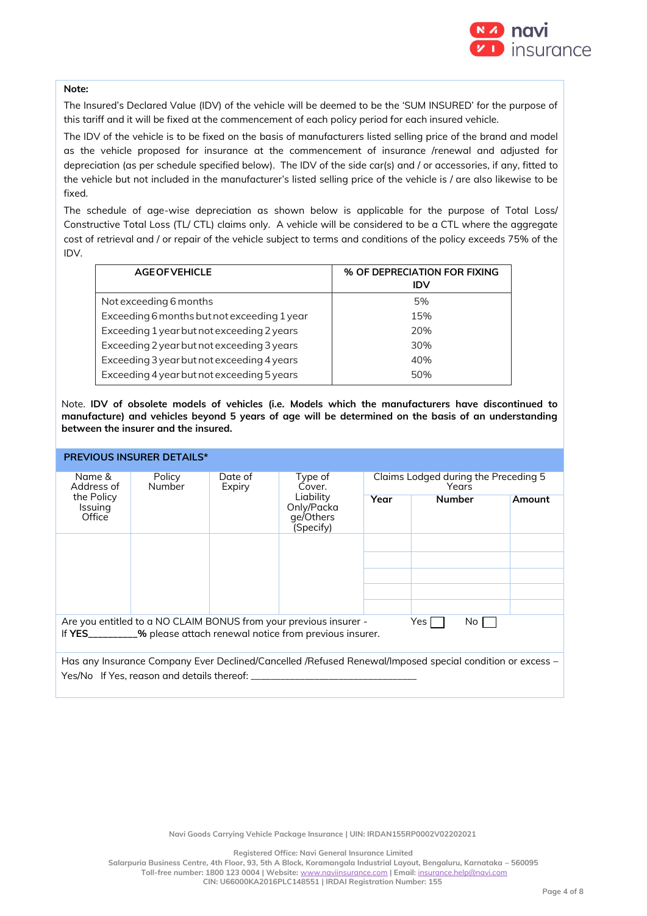**Note:**

The Insured's Declared Value (IDV) of the vehicle will be deemed to be the 'SUM INSURED' for the purpose of this tariff and it will be fixed at the commencement of each policy period for each insured vehicle.

The IDV of the vehicle is to be fixed on the basis of manufacturers listed selling price of the brand and model as the vehicle proposed for insurance at the commencement of insurance /renewal and adjusted for depreciation (as per schedule specified below). The IDV of the side car(s) and / or accessories, if any, fitted to the vehicle but not included in the manufacturer's listed selling price of the vehicle is / are also likewise to be fixed.

The schedule of age-wise depreciation as shown below is applicable for the purpose of Total Loss/ Constructive Total Loss (TL/ CTL) claims only. A vehicle will be considered to be a CTL where the aggregate cost of retrieval and / or repair of the vehicle subject to terms and conditions of the policy exceeds 75% of the IDV.

| AGE OF VEHICLE | % OF DEPRECIATION FOR FIXING IDV |
|---|---|
| Not exceeding 6 months | 5% |
| Exceeding 6 months but not exceeding 1 year | 15% |
| Exceeding 1 year but not exceeding 2 years | 20% |
| Exceeding 2 year but not exceeding 3 years | 30% |
| Exceeding 3 year but not exceeding 4 years | 40% |
| Exceeding 4 year but not exceeding 5 years | 50% |

Note. **IDV of obsolete models of vehicles (i.e. Models which the manufacturers have discontinued to manufacture) and vehicles beyond 5 years of age will be determined on the basis of an understanding between the insurer and the insured.**

## PREVIOUS INSURER DETAILS*

| Name & Address of the Policy Issuing Office | Policy Number | Date of Expiry | Type of Cover. Liability Only/Package/Others (Specify) | Claims Lodged during the Preceding 5 Years | | |
|---|---|---|---|---|---|---|
| | | | | **Year** | **Number** | **Amount** |
| | | | | | | |
| | | | | | | |
| | | | | | | |
| | | | | | | |
| | | | | | | |

Are you entitled to a NO CLAIM BONUS from your previous insurer - Yes ☐ No ☐
If **YES_________%** please attach renewal notice from previous insurer.

Has any Insurance Company Ever Declined/Cancelled /Refused Renewal/Imposed special condition or excess – Yes/No If Yes, reason and details thereof: _________________________________

Navi Goods Carrying Vehicle Package Insurance | UIN: IRDAN155RP0002V02202021

Registered Office: Navi General Insurance Limited
Salarpuria Business Centre, 4th Floor, 93, 5th A Block, Koramangala Industrial Layout, Bengaluru, Karnataka – 560095
Toll-free number: 1800 123 0004 | Website: www.naviinsurance.com | Email: insurance.help@navi.com
CIN: U66000KA2016PLC148551 | IRDAI Registration Number: 155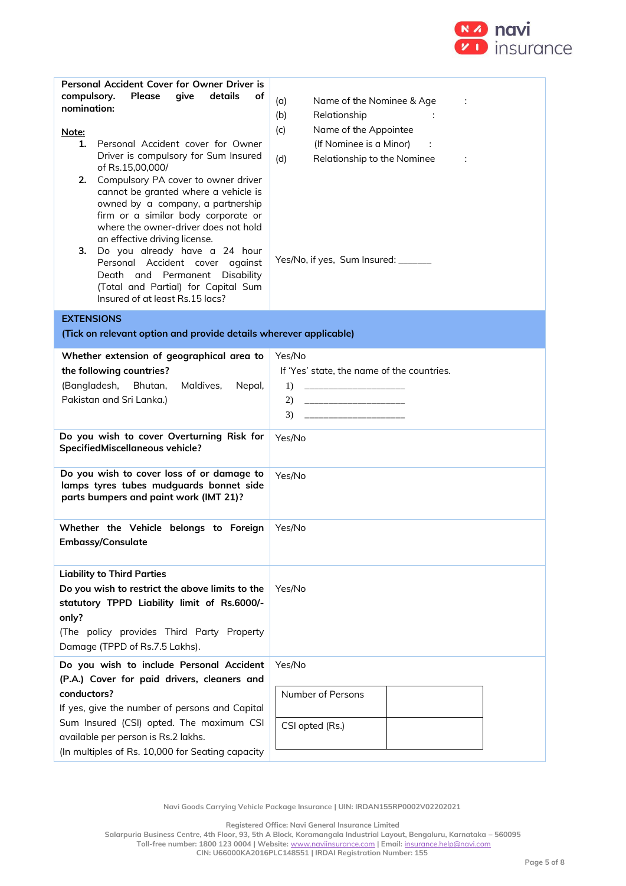| **Personal Accident Cover for Owner Driver is compulsory. Please give details of nomination:**<br><br>**Note:**<br>**1.** Personal Accident cover for Owner Driver is compulsory for Sum Insured of Rs.15,00,000/<br>**2.** Compulsory PA cover to owner driver cannot be granted where a vehicle is owned by a company, a partnership firm or a similar body corporate or where the owner-driver does not hold an effective driving license.<br>**3.** Do you already have a 24 hour Personal Accident cover against Death and Permanent Disability (Total and Partial) for Capital Sum Insured of at least Rs.15 lacs? | (a) Name of the Nominee & Age :<br>(b) Relationship :<br>(c) Name of the Appointee (If Nominee is a Minor) :<br>(d) Relationship to the Nominee :<br><br>Yes/No, if yes, Sum Insured: ______ |
|---|---|
| **EXTENSIONS**<br>**(Tick on relevant option and provide details wherever applicable)** | |
| **Whether extension of geographical area to the following countries?**<br>(Bangladesh, Bhutan, Maldives, Nepal, Pakistan and Sri Lanka.) | Yes/No<br>If 'Yes' state, the name of the countries.<br>1) ____________________<br>2) ____________________<br>3) ____________________ |
| **Do you wish to cover Overturning Risk for SpecifiedMiscellaneous vehicle?** | Yes/No |
| **Do you wish to cover loss of or damage to lamps tyres tubes mudguards bonnet side parts bumpers and paint work (IMT 21)?** | Yes/No |
| **Whether the Vehicle belongs to Foreign Embassy/Consulate** | Yes/No |
| **Liability to Third Parties**<br>**Do you wish to restrict the above limits to the statutory TPPD Liability limit of Rs.6000/- only?**<br>(The policy provides Third Party Property Damage (TPPD of Rs.7.5 Lakhs). | Yes/No |
| **Do you wish to include Personal Accident (P.A.) Cover for paid drivers, cleaners and conductors?**<br>If yes, give the number of persons and Capital Sum Insured (CSI) opted. The maximum CSI available per person is Rs.2 lakhs.<br>(In multiples of Rs. 10,000 for Seating capacity | Yes/No<br><br>Number of Persons: ______<br>CSI opted (Rs.): ______ |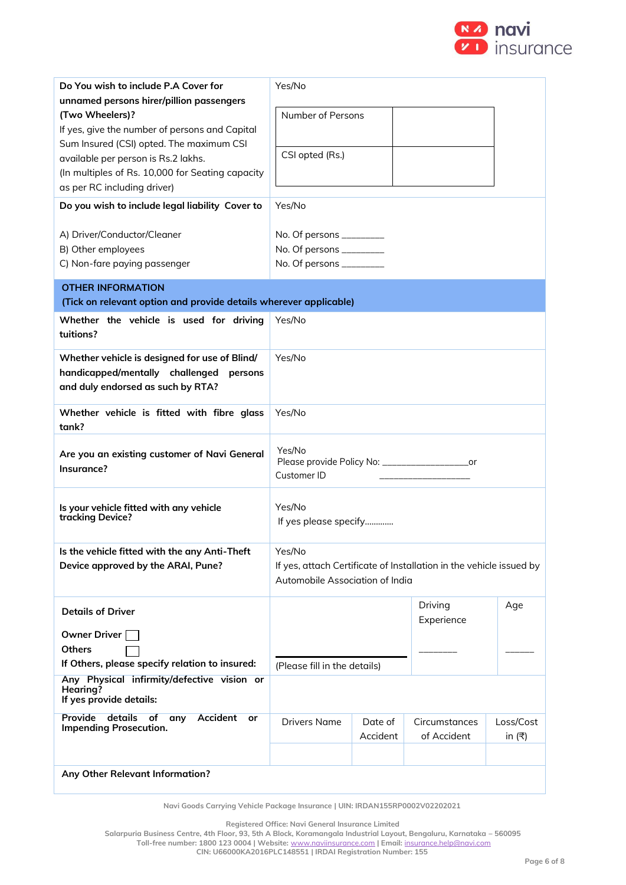| | |
|---|---|
| **Do You wish to include P.A Cover for unnamed persons hirer/pillion passengers (Two Wheelers)?** If yes, give the number of persons and Capital Sum Insured (CSI) opted. The maximum CSI available per person is Rs.2 lakhs. (In multiples of Rs. 10,000 for Seating capacity as per RC including driver) | Yes/No<br><br>Number of Persons: ________<br>CSI opted (Rs.): ________ |
| **Do you wish to include legal liability Cover to**<br><br>A) Driver/Conductor/Cleaner<br>B) Other employees<br>C) Non-fare paying passenger | Yes/No<br><br>No. Of persons ________<br>No. Of persons ________<br>No. Of persons ________ |

**OTHER INFORMATION**
**(Tick on relevant option and provide details wherever applicable)**

| | |
|---|---|
| **Whether the vehicle is used for driving tuitions?** | Yes/No |
| **Whether vehicle is designed for use of Blind/ handicapped/mentally challenged persons and duly endorsed as such by RTA?** | Yes/No |
| **Whether vehicle is fitted with fibre glass tank?** | Yes/No |
| **Are you an existing customer of Navi General Insurance?** | Yes/No<br>Please provide Policy No: ________________or<br>Customer ID ____________________ |
| **Is your vehicle fitted with any vehicle tracking Device?** | Yes/No<br>If yes please specify............ |
| **Is the vehicle fitted with the any Anti-Theft Device approved by the ARAI, Pune?** | Yes/No<br>If yes, attach Certificate of Installation in the vehicle issued by Automobile Association of India |

| **Details of Driver** | | Driving Experience | Age |
|---|---|---|---|
| **Owner Driver** ☐<br>**Others** ☐<br>**If Others, please specify relation to insured:** | (Please fill in the details) | ________ | ______ |
| **Any Physical infirmity/defective vision or Hearing? If yes provide details:** | | | |

| **Provide details of any Accident or Impending Prosecution.** | Drivers Name | Date of Accident | Circumstances of Accident | Loss/Cost in (₹) |
|---|---|---|---|---|
| | | | | |

**Any Other Relevant Information?**

Navi Goods Carrying Vehicle Package Insurance | UIN: IRDAN155RP0002V02202021

Registered Office: Navi General Insurance Limited
Salarpuria Business Centre, 4th Floor, 93, 5th A Block, Koramangala Industrial Layout, Bengaluru, Karnataka – 560095
Toll-free number: 1800 123 0004 | Website: www.naviinsurance.com | Email: insurance.help@navi.com
CIN: U66000KA2016PLC148551 | IRDAI Registration Number: 155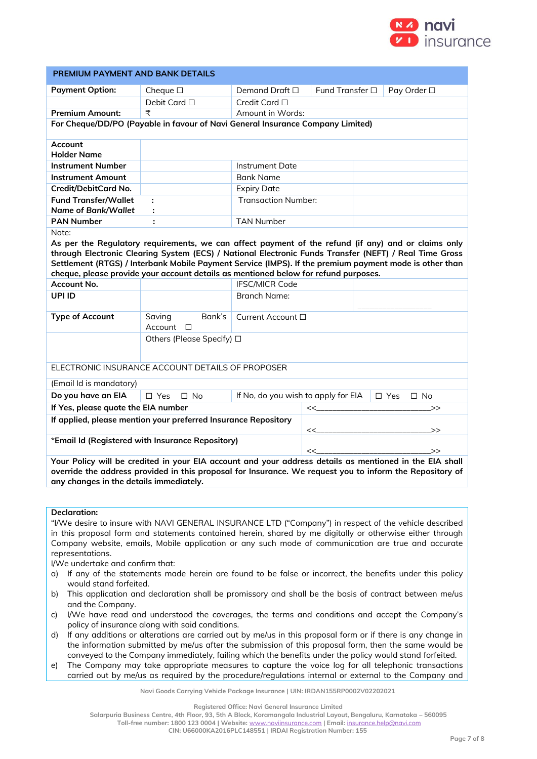| PREMIUM PAYMENT AND BANK DETAILS | | | | |
|---|---|---|---|---|
| **Payment Option:** | Cheque ☐ | Demand Draft ☐ | Fund Transfer ☐ | Pay Order ☐ |
| | Debit Card ☐ | Credit Card ☐ | | |
| **Premium Amount:** | ₹ | Amount in Words: | | |
| **For Cheque/DD/PO (Payable in favour of Navi General Insurance Company Limited)** | | | | |
| **Account Holder Name** | | | | |
| **Instrument Number** | | Instrument Date | | |
| **Instrument Amount** | | Bank Name | | |
| **Credit/DebitCard No.** | | Expiry Date | | |
| **Fund Transfer/Wallet** *Name of Bank/Wallet* | : : | Transaction Number: | | |
| **PAN Number** | : | TAN Number | | |

Note:

**As per the Regulatory requirements, we can affect payment of the refund (if any) and or claims only through Electronic Clearing System (ECS) / National Electronic Funds Transfer (NEFT) / Real Time Gross Settlement (RTGS) / Interbank Mobile Payment Service (IMPS). If the premium payment mode is other than cheque, please provide your account details as mentioned below for refund purposes.**

| | | | |
|---|---|---|---|
| **Account No.** | | IFSC/MICR Code | |
| **UPI ID** | | Branch Name: | |
| **Type of Account** | Saving Bank's Account ☐ | Current Account ☐ | |
| | Others (Please Specify) ☐ | | |

| ELECTRONIC INSURANCE ACCOUNT DETAILS OF PROPOSER | | | |
|---|---|---|---|
| (Email Id is mandatory) | | | |
| **Do you have an EIA** | ☐ Yes ☐ No | If No, do you wish to apply for EIA | ☐ Yes ☐ No |
| **If Yes, please quote the EIA number** | | <<___________________________>> | |
| **If applied, please mention your preferred Insurance Repository** | | <<___________________________>> | |
| ***Email Id (Registered with Insurance Repository)** | | <<___________________________>> | |

**Your Policy will be credited in your EIA account and your address details as mentioned in the EIA shall override the address provided in this proposal for Insurance. We request you to inform the Repository of any changes in the details immediately.**

**Declaration:**

"I/We desire to insure with NAVI GENERAL INSURANCE LTD ("Company") in respect of the vehicle described in this proposal form and statements contained herein, shared by me digitally or otherwise either through Company website, emails, Mobile application or any such mode of communication are true and accurate representations.

I/We undertake and confirm that:

a) If any of the statements made herein are found to be false or incorrect, the benefits under this policy would stand forfeited.
b) This application and declaration shall be promissory and shall be the basis of contract between me/us and the Company.
c) I/We have read and understood the coverages, the terms and conditions and accept the Company's policy of insurance along with said conditions.
d) If any additions or alterations are carried out by me/us in this proposal form or if there is any change in the information submitted by me/us after the submission of this proposal form, then the same would be conveyed to the Company immediately, failing which the benefits under the policy would stand forfeited.
e) The Company may take appropriate measures to capture the voice log for all telephonic transactions carried out by me/us as required by the procedure/regulations internal or external to the Company and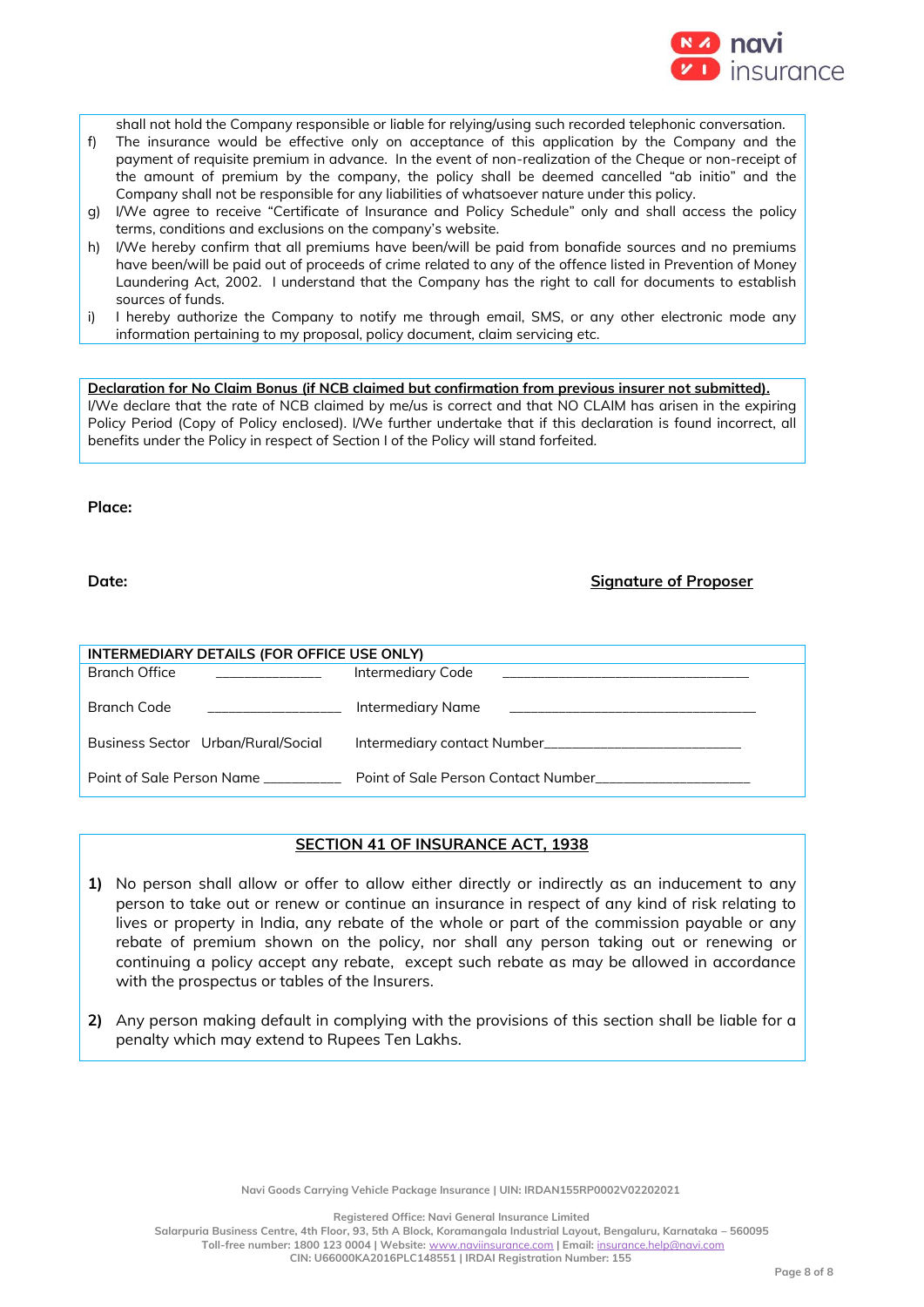shall not hold the Company responsible or liable for relying/using such recorded telephonic conversation.

f) The insurance would be effective only on acceptance of this application by the Company and the payment of requisite premium in advance. In the event of non-realization of the Cheque or non-receipt of the amount of premium by the company, the policy shall be deemed cancelled "ab initio" and the Company shall not be responsible for any liabilities of whatsoever nature under this policy.

g) I/We agree to receive "Certificate of Insurance and Policy Schedule" only and shall access the policy terms, conditions and exclusions on the company's website.

h) I/We hereby confirm that all premiums have been/will be paid from bonafide sources and no premiums have been/will be paid out of proceeds of crime related to any of the offence listed in Prevention of Money Laundering Act, 2002. I understand that the Company has the right to call for documents to establish sources of funds.

i) I hereby authorize the Company to notify me through email, SMS, or any other electronic mode any information pertaining to my proposal, policy document, claim servicing etc.

**Declaration for No Claim Bonus (if NCB claimed but confirmation from previous insurer not submitted).**

I/We declare that the rate of NCB claimed by me/us is correct and that NO CLAIM has arisen in the expiring Policy Period (Copy of Policy enclosed). I/We further undertake that if this declaration is found incorrect, all benefits under the Policy in respect of Section I of the Policy will stand forfeited.

**Place:**

**Date:** **Signature of Proposer**

| INTERMEDIARY DETAILS (FOR OFFICE USE ONLY) | | | |
|---|---|---|---|
| Branch Office | ______________ | Intermediary Code | _________________________________ |
| Branch Code | __________________ | Intermediary Name | _________________________________ |
| Business Sector | Urban/Rural/Social | Intermediary contact Number | __________________________ |
| Point of Sale Person Name | __________ | Point of Sale Person Contact Number | ____________________ |

## SECTION 41 OF INSURANCE ACT, 1938

**1)** No person shall allow or offer to allow either directly or indirectly as an inducement to any person to take out or renew or continue an insurance in respect of any kind of risk relating to lives or property in India, any rebate of the whole or part of the commission payable or any rebate of premium shown on the policy, nor shall any person taking out or renewing or continuing a policy accept any rebate, except such rebate as may be allowed in accordance with the prospectus or tables of the Insurers.

**2)** Any person making default in complying with the provisions of this section shall be liable for a penalty which may extend to Rupees Ten Lakhs.